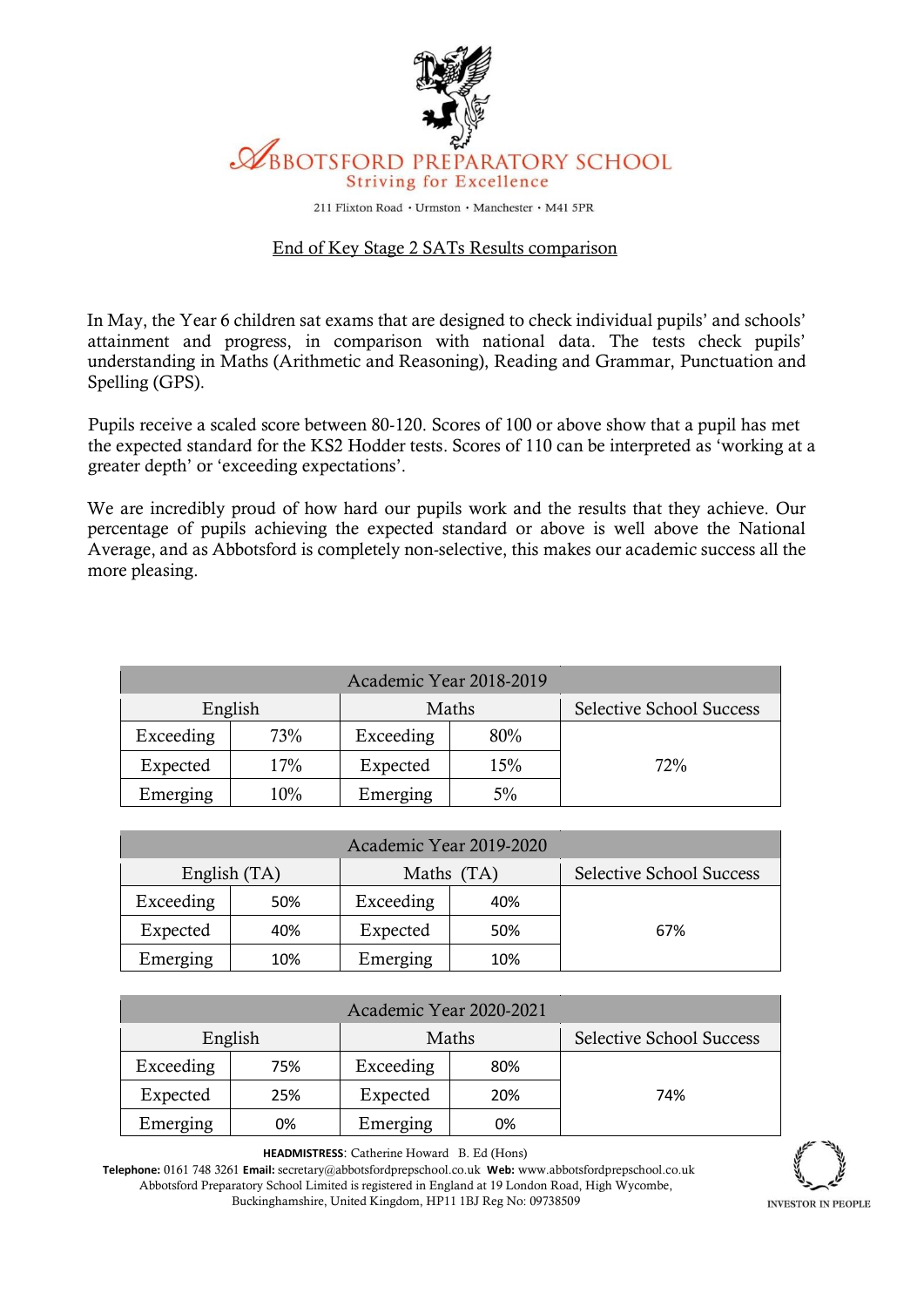# ABBOTSFORD PREPARATORY SCHOOL

Striving for Excellence

211 Flixton Road · Urmston · Manchester · M41 5PR

## End of Key Stage 2 SATs Results comparison

In May, the Year 6 children sat exams that are designed to check individual pupils' and schools' attainment and progress, in comparison with national data. The tests check pupils' understanding in Maths (Arithmetic and Reasoning), Reading and Grammar, Punctuation and Spelling (GPS).

Pupils receive a scaled score between 80-120. Scores of 100 or above show that a pupil has met the expected standard for the KS2 Hodder tests. Scores of 110 can be interpreted as 'working at a greater depth' or 'exceeding expectations'.

We are incredibly proud of how hard our pupils work and the results that they achieve. Our percentage of pupils achieving the expected standard or above is well above the National Average, and as Abbotsford is completely non-selective, this makes our academic success all the more pleasing.

| Academic Year 2018-2019 | | | | |
|---|---|---|---|---|
| English | | Maths | | Selective School Success |
| Exceeding | 73% | Exceeding | 80% | 72% |
| Expected | 17% | Expected | 15% | |
| Emerging | 10% | Emerging | 5% | |

| Academic Year 2019-2020 | | | | |
|---|---|---|---|---|
| English (TA) | | Maths (TA) | | Selective School Success |
| Exceeding | 50% | Exceeding | 40% | 67% |
| Expected | 40% | Expected | 50% | |
| Emerging | 10% | Emerging | 10% | |

| Academic Year 2020-2021 | | | | |
|---|---|---|---|---|
| English | | Maths | | Selective School Success |
| Exceeding | 75% | Exceeding | 80% | 74% |
| Expected | 25% | Expected | 20% | |
| Emerging | 0% | Emerging | 0% | |

**HEADMISTRESS**: Catherine Howard B. Ed (Hons)

**Telephone:** 0161 748 3261 **Email:** secretary@abbotsfordprepschool.co.uk **Web:** www.abbotsfordprepschool.co.uk

Abbotsford Preparatory School Limited is registered in England at 19 London Road, High Wycombe, Buckinghamshire, United Kingdom, HP11 1BJ Reg No: 09738509

INVESTOR IN PEOPLE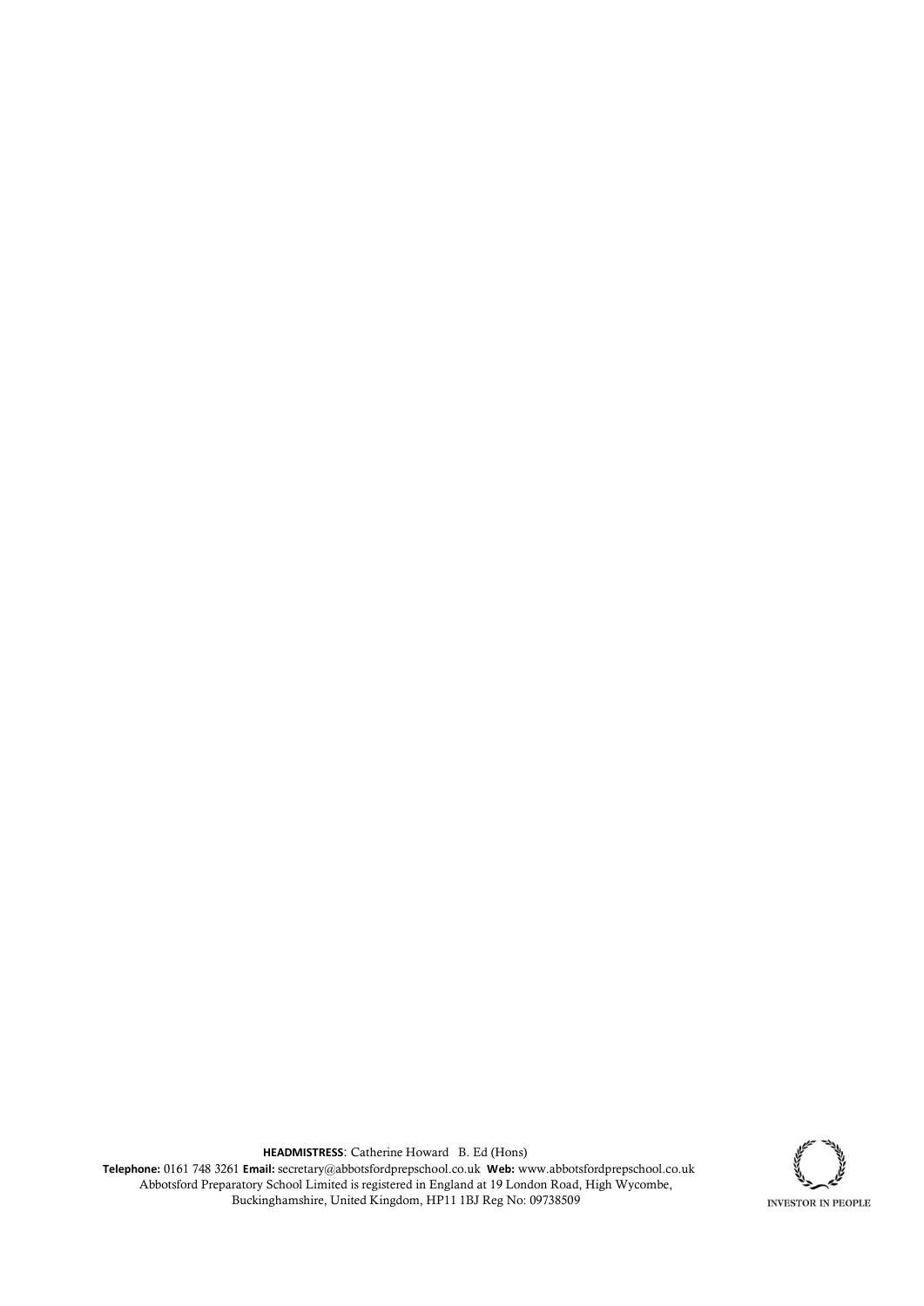**HEADMISTRESS**: Catherine Howard B. Ed (Hons)

**Telephone:** 0161 748 3261 **Email:** secretary@abbotsfordprepschool.co.uk **Web:** www.abbotsfordprepschool.co.uk

Abbotsford Preparatory School Limited is registered in England at 19 London Road, High Wycombe, Buckinghamshire, United Kingdom, HP11 1BJ Reg No: 09738509

INVESTOR IN PEOPLE